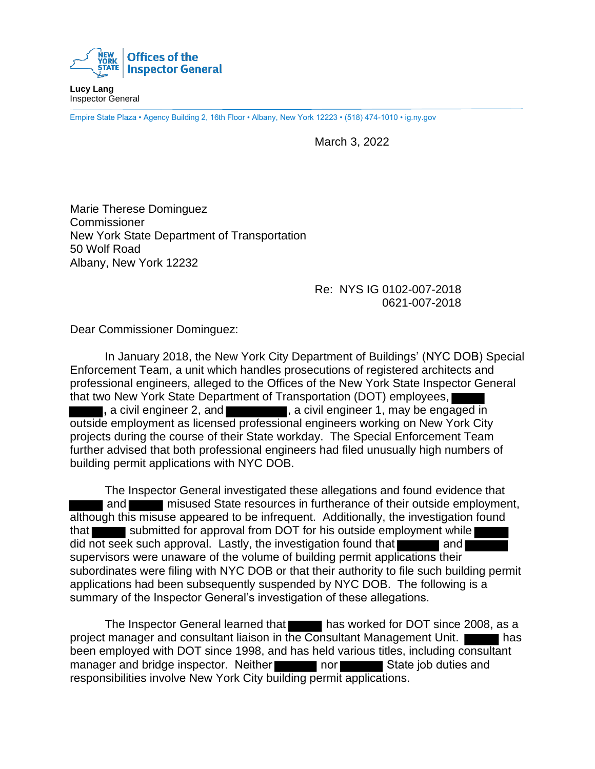Offices of the Inspector General

**Lucy Lang**
Inspector General

Empire State Plaza • Agency Building 2, 16th Floor • Albany, New York 12223 • (518) 474-1010 • ig.ny.gov

March 3, 2022

Marie Therese Dominguez
Commissioner
New York State Department of Transportation
50 Wolf Road
Albany, New York 12232

Re: NYS IG 0102-007-2018
0621-007-2018

Dear Commissioner Dominguez:

In January 2018, the New York City Department of Buildings' (NYC DOB) Special Enforcement Team, a unit which handles prosecutions of registered architects and professional engineers, alleged to the Offices of the New York State Inspector General that two New York State Department of Transportation (DOT) employees, ██████ ██████, a civil engineer 2, and ██████████, a civil engineer 1, may be engaged in outside employment as licensed professional engineers working on New York City projects during the course of their State workday. The Special Enforcement Team further advised that both professional engineers had filed unusually high numbers of building permit applications with NYC DOB.

The Inspector General investigated these allegations and found evidence that ██████ and ██████ misused State resources in furtherance of their outside employment, although this misuse appeared to be infrequent. Additionally, the investigation found that ██████ submitted for approval from DOT for his outside employment while ██████ did not seek such approval. Lastly, the investigation found that ██████ and ██████ supervisors were unaware of the volume of building permit applications their subordinates were filing with NYC DOB or that their authority to file such building permit applications had been subsequently suspended by NYC DOB. The following is a summary of the Inspector General's investigation of these allegations.

The Inspector General learned that ██████ has worked for DOT since 2008, as a project manager and consultant liaison in the Consultant Management Unit. ██████ has been employed with DOT since 1998, and has held various titles, including consultant manager and bridge inspector. Neither ██████ nor ██████ State job duties and responsibilities involve New York City building permit applications.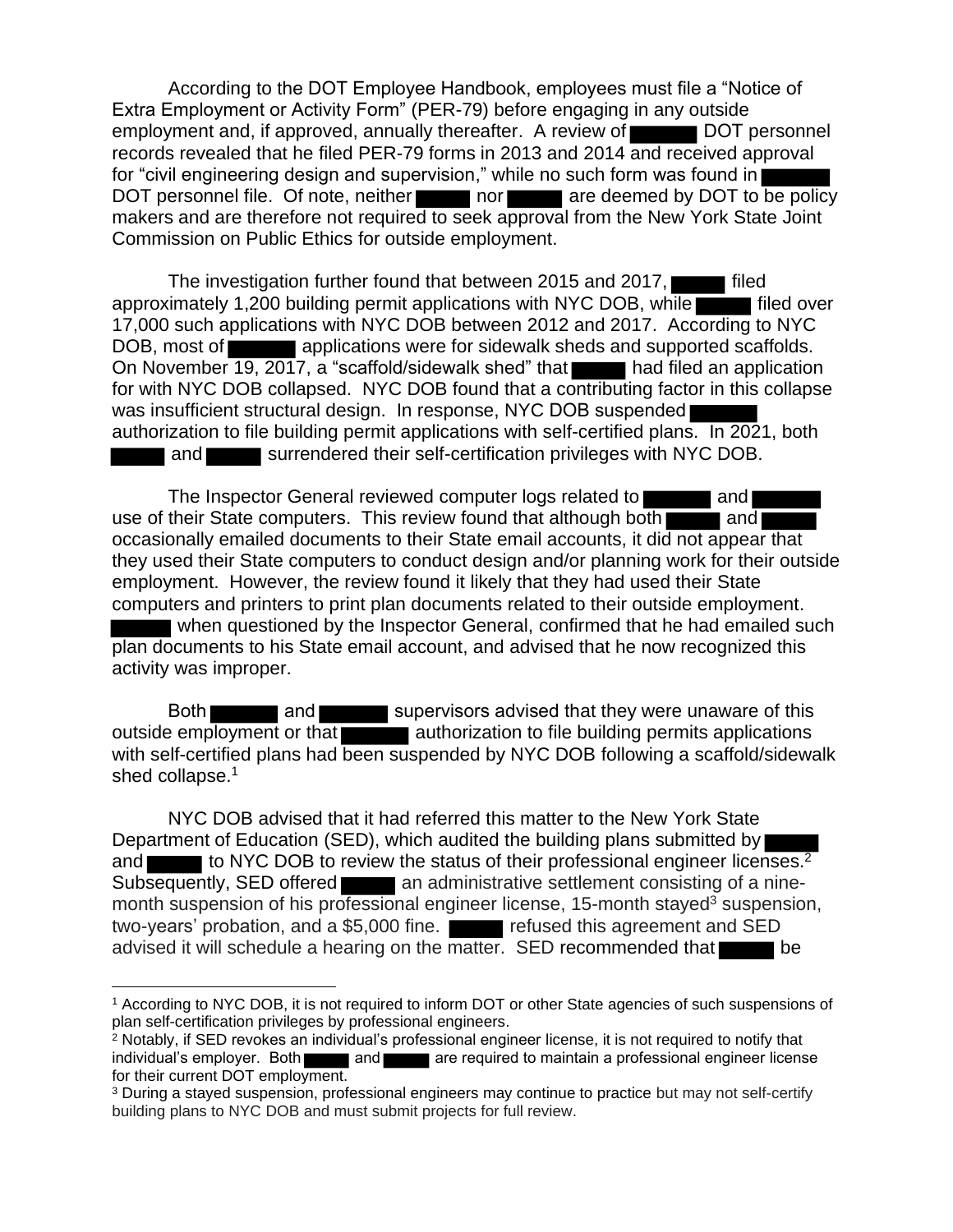According to the DOT Employee Handbook, employees must file a "Notice of Extra Employment or Activity Form" (PER-79) before engaging in any outside employment and, if approved, annually thereafter. A review of ██████ DOT personnel records revealed that he filed PER-79 forms in 2013 and 2014 and received approval for "civil engineering design and supervision," while no such form was found in ██████ DOT personnel file. Of note, neither ██████ nor ██████ are deemed by DOT to be policy makers and are therefore not required to seek approval from the New York State Joint Commission on Public Ethics for outside employment.

The investigation further found that between 2015 and 2017, ██████ filed approximately 1,200 building permit applications with NYC DOB, while ██████ filed over 17,000 such applications with NYC DOB between 2012 and 2017. According to NYC DOB, most of ██████ applications were for sidewalk sheds and supported scaffolds. On November 19, 2017, a "scaffold/sidewalk shed" that ██████ had filed an application for with NYC DOB collapsed. NYC DOB found that a contributing factor in this collapse was insufficient structural design. In response, NYC DOB suspended ██████ authorization to file building permit applications with self-certified plans. In 2021, both ██████ and ██████ surrendered their self-certification privileges with NYC DOB.

The Inspector General reviewed computer logs related to ██████ and ██████ use of their State computers. This review found that although both ██████ and ██████ occasionally emailed documents to their State email accounts, it did not appear that they used their State computers to conduct design and/or planning work for their outside employment. However, the review found it likely that they had used their State computers and printers to print plan documents related to their outside employment. ██████ when questioned by the Inspector General, confirmed that he had emailed such plan documents to his State email account, and advised that he now recognized this activity was improper.

Both ██████ and ██████ supervisors advised that they were unaware of this outside employment or that ██████ authorization to file building permits applications with self-certified plans had been suspended by NYC DOB following a scaffold/sidewalk shed collapse.[1]

NYC DOB advised that it had referred this matter to the New York State Department of Education (SED), which audited the building plans submitted by ██████ and ██████ to NYC DOB to review the status of their professional engineer licenses.[2] Subsequently, SED offered ██████ an administrative settlement consisting of a nine-month suspension of his professional engineer license, 15-month stayed[3] suspension, two-years' probation, and a $5,000 fine. ██████ refused this agreement and SED advised it will schedule a hearing on the matter. SED recommended that ██████ be

---

[1] According to NYC DOB, it is not required to inform DOT or other State agencies of such suspensions of plan self-certification privileges by professional engineers.

[2] Notably, if SED revokes an individual's professional engineer license, it is not required to notify that individual's employer. Both ██████ and ██████ are required to maintain a professional engineer license for their current DOT employment.

[3] During a stayed suspension, professional engineers may continue to practice but may not self-certify building plans to NYC DOB and must submit projects for full review.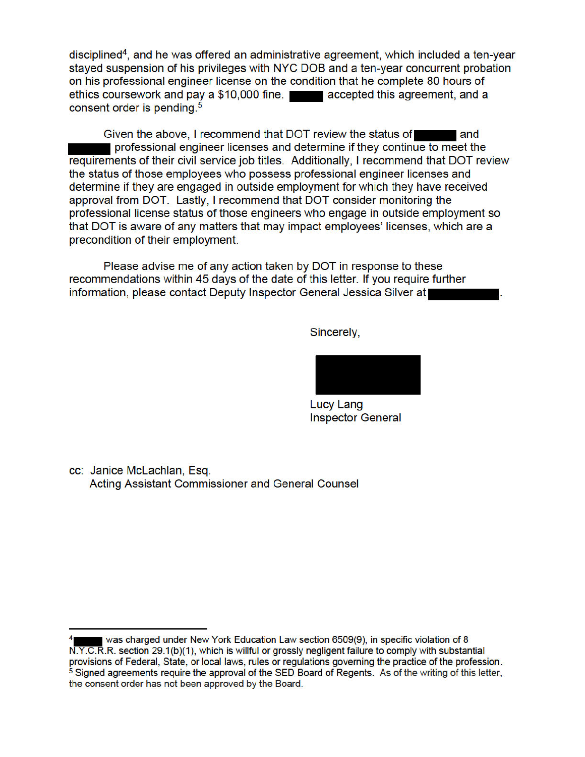disciplined[4], and he was offered an administrative agreement, which included a ten-year stayed suspension of his privileges with NYC DOB and a ten-year concurrent probation on his professional engineer license on the condition that he complete 80 hours of ethics coursework and pay a $10,000 fine. ██████ accepted this agreement, and a consent order is pending.[5]

Given the above, I recommend that DOT review the status of ██████ and ██████ professional engineer licenses and determine if they continue to meet the requirements of their civil service job titles. Additionally, I recommend that DOT review the status of those employees who possess professional engineer licenses and determine if they are engaged in outside employment for which they have received approval from DOT. Lastly, I recommend that DOT consider monitoring the professional license status of those engineers who engage in outside employment so that DOT is aware of any matters that may impact employees' licenses, which are a precondition of their employment.

Please advise me of any action taken by DOT in response to these recommendations within 45 days of the date of this letter. If you require further information, please contact Deputy Inspector General Jessica Silver at ██████████.

Sincerely,

██████████

Lucy Lang
Inspector General

cc: Janice McLachlan, Esq.
Acting Assistant Commissioner and General Counsel

---

[4] ██████ was charged under New York Education Law section 6509(9), in specific violation of 8 N.Y.C.R.R. section 29.1(b)(1), which is willful or grossly negligent failure to comply with substantial provisions of Federal, State, or local laws, rules or regulations governing the practice of the profession.

[5] Signed agreements require the approval of the SED Board of Regents. As of the writing of this letter, the consent order has not been approved by the Board.